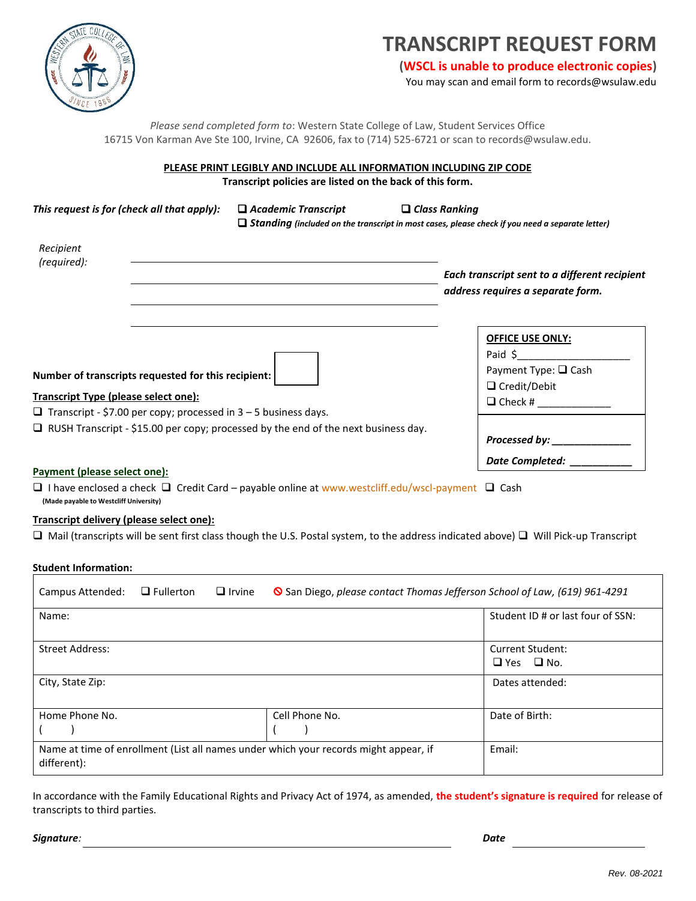# TRANSCRIPT REQUEST FORM

**(WSCL is unable to produce electronic copies)**

You may scan and email form to records@wsulaw.edu

*Please send completed form to*: Western State College of Law, Student Services Office
16715 Von Karman Ave Ste 100, Irvine, CA 92606, fax to (714) 525-6721 or scan to records@wsulaw.edu.

**PLEASE PRINT LEGIBLY AND INCLUDE ALL INFORMATION INCLUDING ZIP CODE**

**Transcript policies are listed on the back of this form.**

*This request is for (check all that apply):* ❑ ***Academic Transcript*** ❑ ***Class Ranking***
❑ ***Standing*** *(included on the transcript in most cases, please check if you need a separate letter)*

*Recipient (required):* ______________________________
______________________________
______________________________
______________________________

***Each transcript sent to a different recipient address requires a separate form.***

| **OFFICE USE ONLY:** |
|---|
| Paid $____________________ |
| Payment Type: ❑ Cash |
| ❑ Credit/Debit |
| ❑ Check # _____________ |
| ***Processed by:*** ______________ |
| ***Date Completed:*** ___________ |

**Number of transcripts requested for this recipient:** ☐

**Transcript Type (please select one):**

❑ Transcript - $7.00 per copy; processed in 3 – 5 business days.
❑ RUSH Transcript - $15.00 per copy; processed by the end of the next business day.

**Payment (please select one):**

❑ I have enclosed a check **(Made payable to Westcliff University)** ❑ Credit Card – payable online at www.westcliff.edu/wscl-payment ❑ Cash

**Transcript delivery (please select one):**

❑ Mail (transcripts will be sent first class though the U.S. Postal system, to the address indicated above) ❑ Will Pick-up Transcript

**Student Information:**

| Campus Attended: ❑ Fullerton ❑ Irvine ⃠ San Diego, *please contact Thomas Jefferson School of Law, (619) 961-4291* | | |
|---|---|---|
| Name: | | Student ID # or last four of SSN: |
| Street Address: | | Current Student: ❑ Yes ❑ No. |
| City, State Zip: | | Dates attended: |
| Home Phone No. ( ) | Cell Phone No. ( ) | Date of Birth: |
| Name at time of enrollment (List all names under which your records might appear, if different): | | Email: |

In accordance with the Family Educational Rights and Privacy Act of 1974, as amended, **the student's signature is required** for release of transcripts to third parties.

***Signature****:* ______________________________ ***Date*** ______________

*Rev. 08-2021*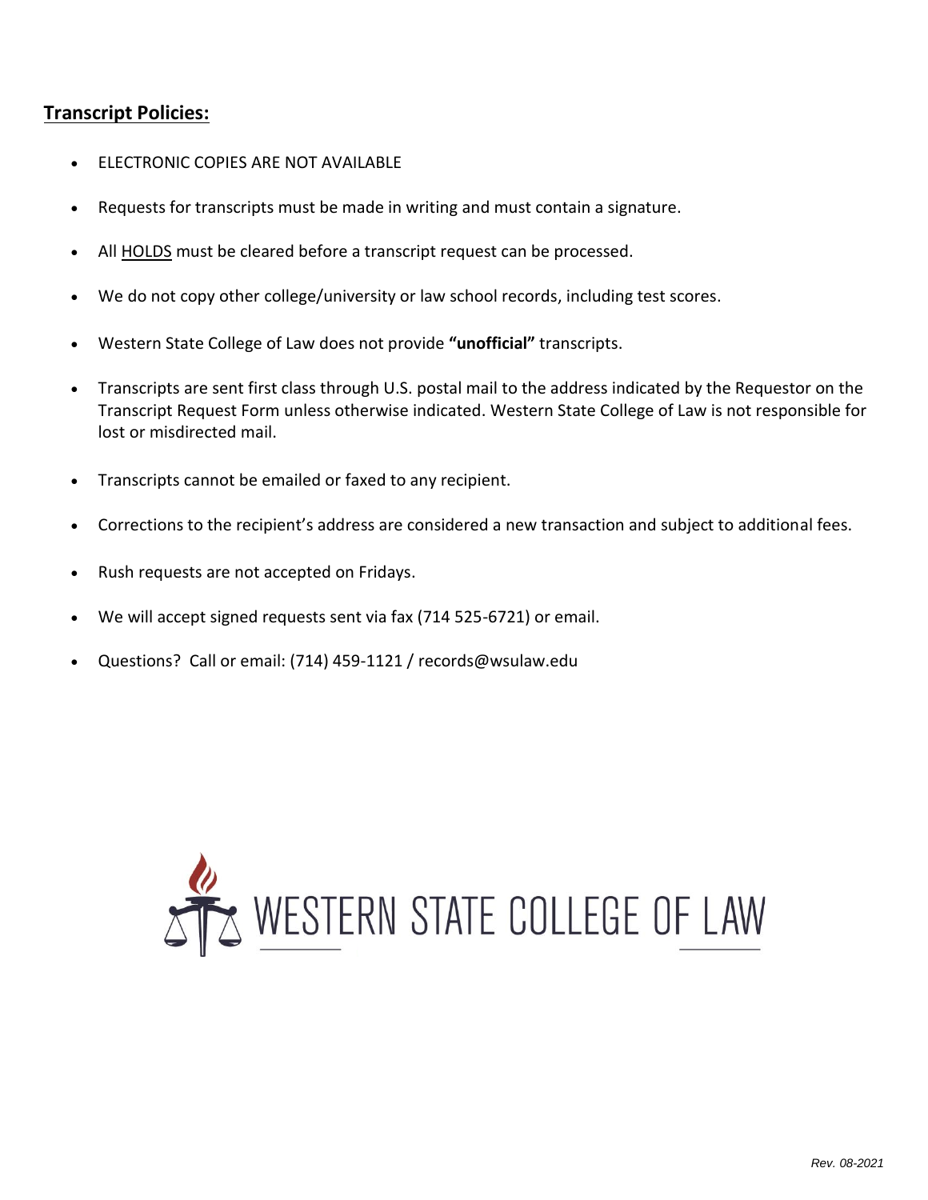## **Transcript Policies:**

- ELECTRONIC COPIES ARE NOT AVAILABLE
- Requests for transcripts must be made in writing and must contain a signature.
- All HOLDS must be cleared before a transcript request can be processed.
- We do not copy other college/university or law school records, including test scores.
- Western State College of Law does not provide **"unofficial"** transcripts.
- Transcripts are sent first class through U.S. postal mail to the address indicated by the Requestor on the Transcript Request Form unless otherwise indicated. Western State College of Law is not responsible for lost or misdirected mail.
- Transcripts cannot be emailed or faxed to any recipient.
- Corrections to the recipient's address are considered a new transaction and subject to additional fees.
- Rush requests are not accepted on Fridays.
- We will accept signed requests sent via fax (714 525-6721) or email.
- Questions? Call or email: (714) 459-1121 / records@wsulaw.edu

WESTERN STATE COLLEGE OF LAW

*Rev. 08-2021*